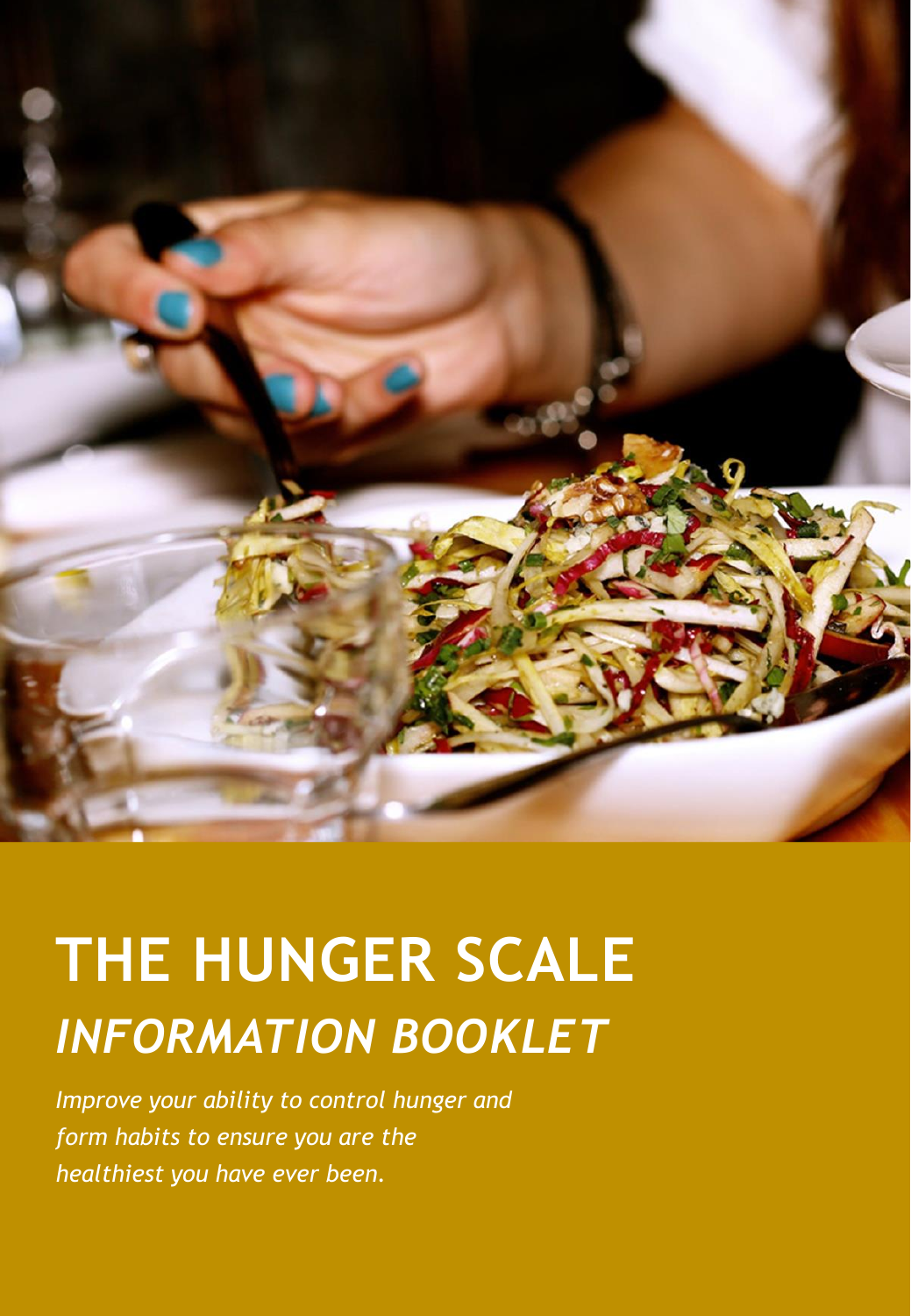# THE HUNGER SCALE

## *INFORMATION BOOKLET*

*Improve your ability to control hunger and form habits to ensure you are the healthiest you have ever been.*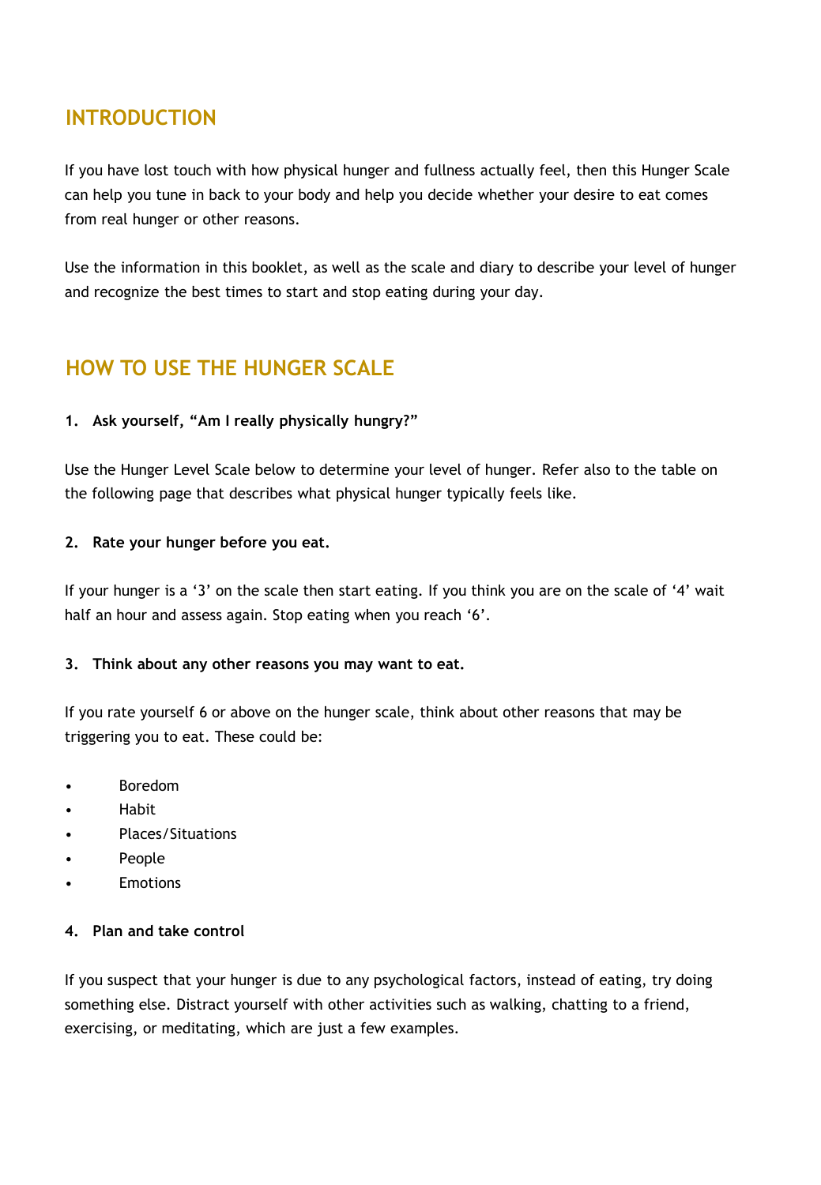## INTRODUCTION

If you have lost touch with how physical hunger and fullness actually feel, then this Hunger Scale can help you tune in back to your body and help you decide whether your desire to eat comes from real hunger or other reasons.

Use the information in this booklet, as well as the scale and diary to describe your level of hunger and recognize the best times to start and stop eating during your day.

## HOW TO USE THE HUNGER SCALE

**1. Ask yourself, "Am I really physically hungry?"**

Use the Hunger Level Scale below to determine your level of hunger. Refer also to the table on the following page that describes what physical hunger typically feels like.

**2. Rate your hunger before you eat.**

If your hunger is a '3' on the scale then start eating. If you think you are on the scale of '4' wait half an hour and assess again. Stop eating when you reach '6'.

**3. Think about any other reasons you may want to eat.**

If you rate yourself 6 or above on the hunger scale, think about other reasons that may be triggering you to eat. These could be:

- Boredom
- Habit
- Places/Situations
- People
- Emotions

**4. Plan and take control**

If you suspect that your hunger is due to any psychological factors, instead of eating, try doing something else. Distract yourself with other activities such as walking, chatting to a friend, exercising, or meditating, which are just a few examples.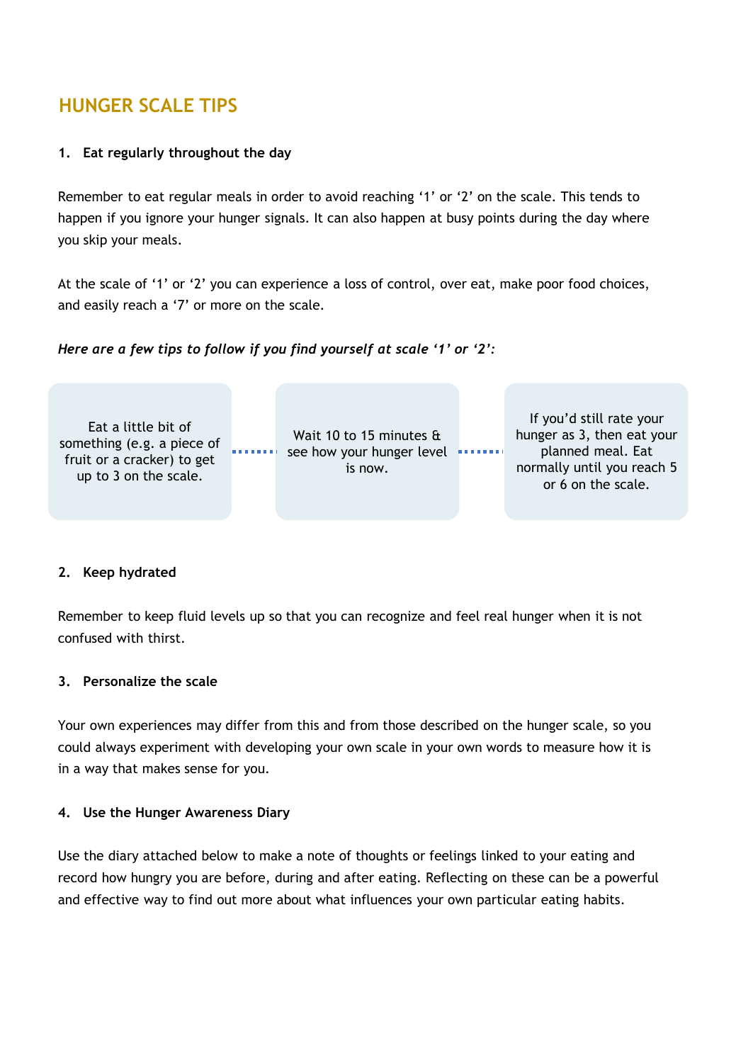## HUNGER SCALE TIPS

**1. Eat regularly throughout the day**

Remember to eat regular meals in order to avoid reaching '1' or '2' on the scale. This tends to happen if you ignore your hunger signals. It can also happen at busy points during the day where you skip your meals.

At the scale of '1' or '2' you can experience a loss of control, over eat, make poor food choices, and easily reach a '7' or more on the scale.

***Here are a few tips to follow if you find yourself at scale '1' or '2':***

- Eat a little bit of something (e.g. a piece of fruit or a cracker) to get up to 3 on the scale.
- Wait 10 to 15 minutes & see how your hunger level is now.
- If you'd still rate your hunger as 3, then eat your planned meal. Eat normally until you reach 5 or 6 on the scale.

**2. Keep hydrated**

Remember to keep fluid levels up so that you can recognize and feel real hunger when it is not confused with thirst.

**3. Personalize the scale**

Your own experiences may differ from this and from those described on the hunger scale, so you could always experiment with developing your own scale in your own words to measure how it is in a way that makes sense for you.

**4. Use the Hunger Awareness Diary**

Use the diary attached below to make a note of thoughts or feelings linked to your eating and record how hungry you are before, during and after eating. Reflecting on these can be a powerful and effective way to find out more about what influences your own particular eating habits.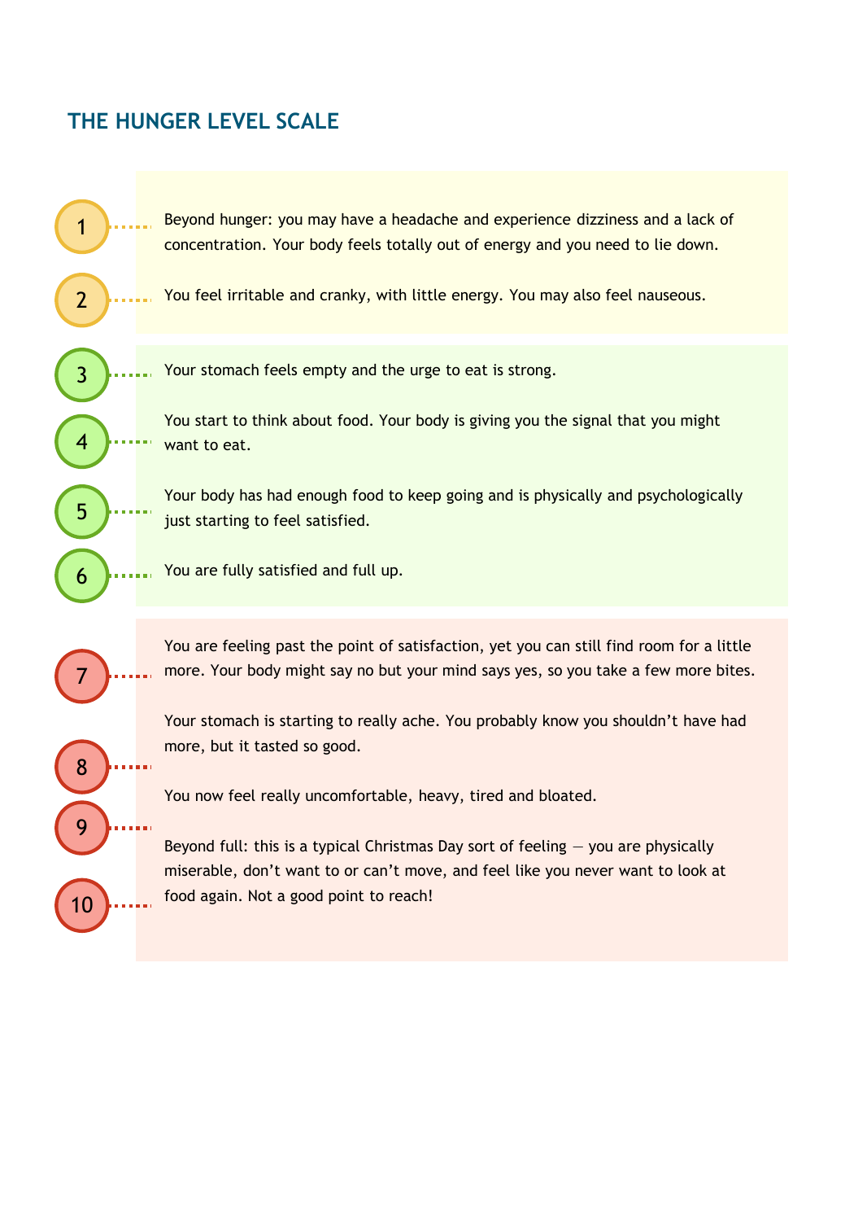## THE HUNGER LEVEL SCALE

1. Beyond hunger: you may have a headache and experience dizziness and a lack of concentration. Your body feels totally out of energy and you need to lie down.
2. You feel irritable and cranky, with little energy. You may also feel nauseous.
3. Your stomach feels empty and the urge to eat is strong.
4. You start to think about food. Your body is giving you the signal that you might want to eat.
5. Your body has had enough food to keep going and is physically and psychologically just starting to feel satisfied.
6. You are fully satisfied and full up.
7. You are feeling past the point of satisfaction, yet you can still find room for a little more. Your body might say no but your mind says yes, so you take a few more bites.
8. Your stomach is starting to really ache. You probably know you shouldn't have had more, but it tasted so good.
9. You now feel really uncomfortable, heavy, tired and bloated.
10. Beyond full: this is a typical Christmas Day sort of feeling — you are physically miserable, don't want to or can't move, and feel like you never want to look at food again. Not a good point to reach!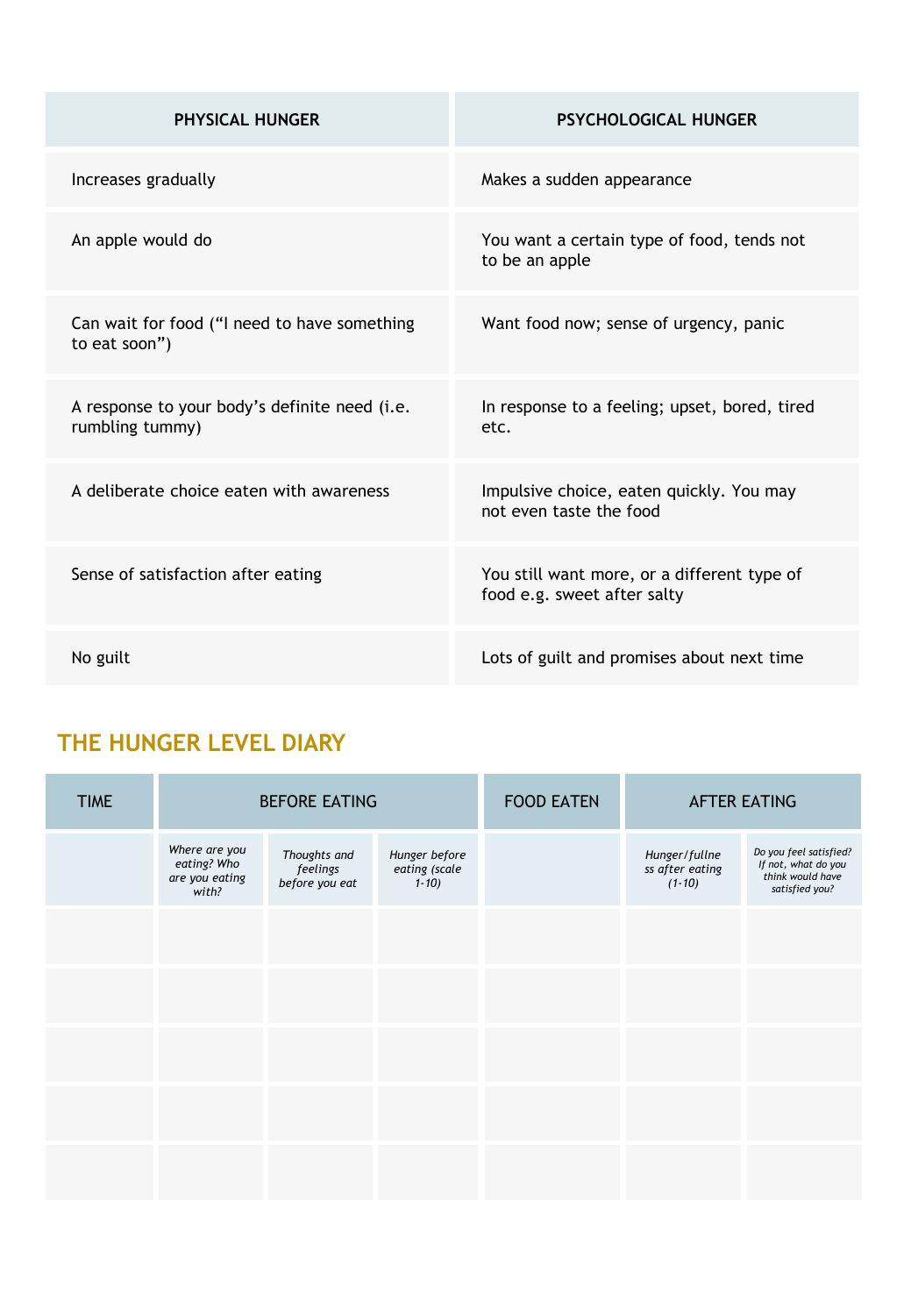| PHYSICAL HUNGER | PSYCHOLOGICAL HUNGER |
|---|---|
| Increases gradually | Makes a sudden appearance |
| An apple would do | You want a certain type of food, tends not to be an apple |
| Can wait for food ("I need to have something to eat soon") | Want food now; sense of urgency, panic |
| A response to your body's definite need (i.e. rumbling tummy) | In response to a feeling; upset, bored, tired etc. |
| A deliberate choice eaten with awareness | Impulsive choice, eaten quickly. You may not even taste the food |
| Sense of satisfaction after eating | You still want more, or a different type of food e.g. sweet after salty |
| No guilt | Lots of guilt and promises about next time |

## THE HUNGER LEVEL DIARY

| TIME | BEFORE EATING | | | FOOD EATEN | AFTER EATING | |
|---|---|---|---|---|---|---|
| | *Where are you eating? Who are you eating with?* | *Thoughts and feelings before you eat* | *Hunger before eating (scale 1-10)* | | *Hunger/fullness after eating (1-10)* | *Do you feel satisfied? If not, what do you think would have satisfied you?* |
| | | | | | | |
| | | | | | | |
| | | | | | | |
| | | | | | | |
| | | | | | | |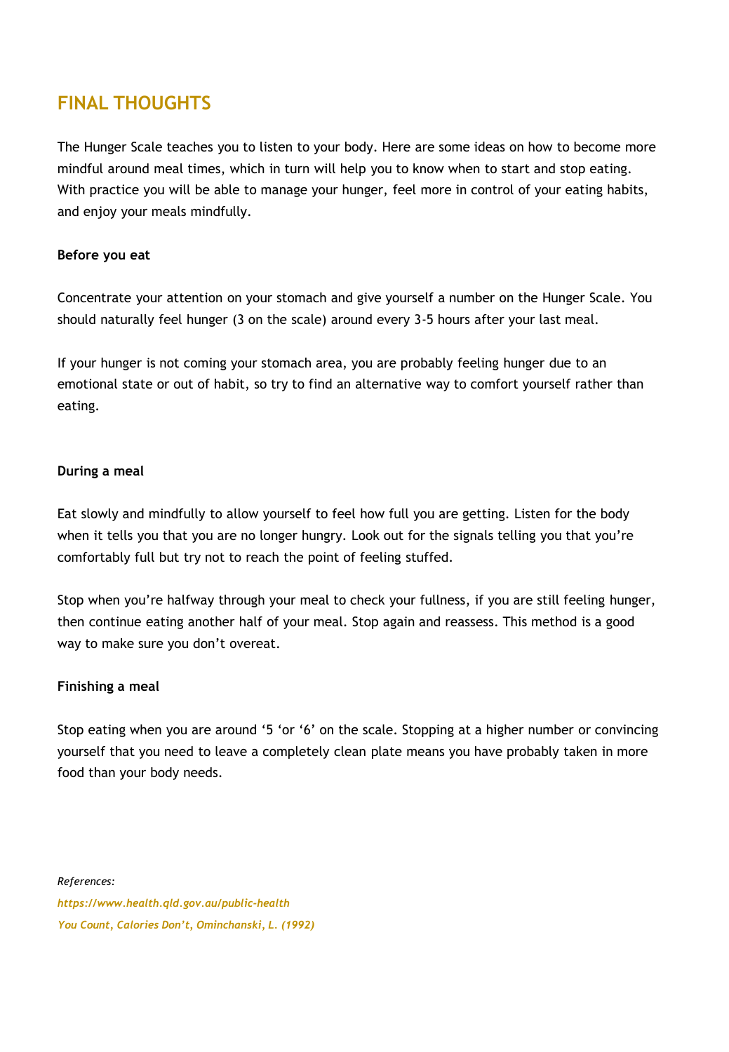## FINAL THOUGHTS

The Hunger Scale teaches you to listen to your body. Here are some ideas on how to become more mindful around meal times, which in turn will help you to know when to start and stop eating. With practice you will be able to manage your hunger, feel more in control of your eating habits, and enjoy your meals mindfully.

**Before you eat**

Concentrate your attention on your stomach and give yourself a number on the Hunger Scale. You should naturally feel hunger (3 on the scale) around every 3-5 hours after your last meal.

If your hunger is not coming your stomach area, you are probably feeling hunger due to an emotional state or out of habit, so try to find an alternative way to comfort yourself rather than eating.

**During a meal**

Eat slowly and mindfully to allow yourself to feel how full you are getting. Listen for the body when it tells you that you are no longer hungry. Look out for the signals telling you that you're comfortably full but try not to reach the point of feeling stuffed.

Stop when you're halfway through your meal to check your fullness, if you are still feeling hunger, then continue eating another half of your meal. Stop again and reassess. This method is a good way to make sure you don't overeat.

**Finishing a meal**

Stop eating when you are around '5 'or '6' on the scale. Stopping at a higher number or convincing yourself that you need to leave a completely clean plate means you have probably taken in more food than your body needs.

*References:*
***https://www.health.qld.gov.au/public-health***
***You Count, Calories Don't, Ominchanski, L. (1992)***